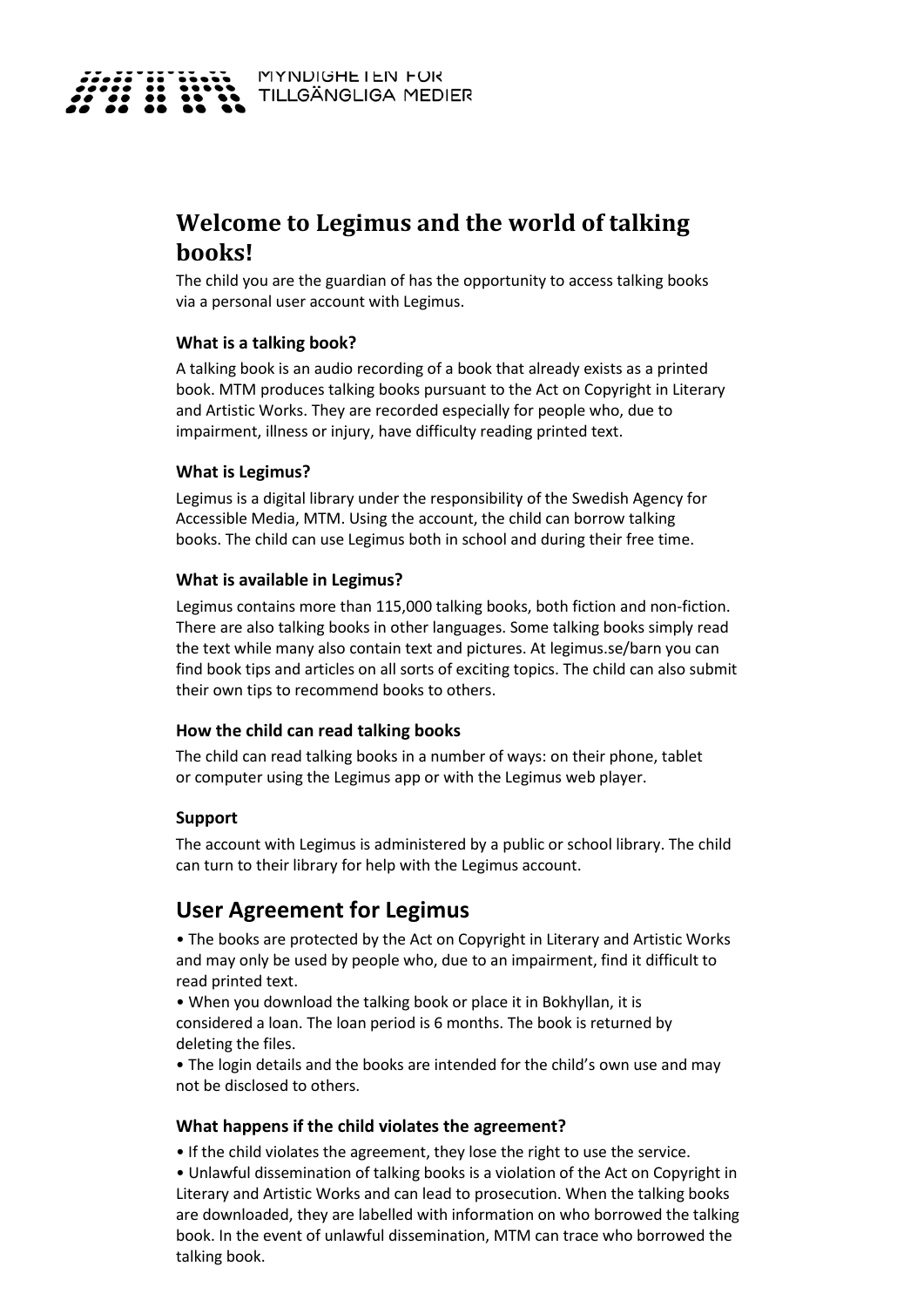MYNDIGHETEN FÖR TILLGÄNGLIGA MEDIER

# Welcome to Legimus and the world of talking books!

The child you are the guardian of has the opportunity to access talking books via a personal user account with Legimus.

### What is a talking book?

A talking book is an audio recording of a book that already exists as a printed book. MTM produces talking books pursuant to the Act on Copyright in Literary and Artistic Works. They are recorded especially for people who, due to impairment, illness or injury, have difficulty reading printed text.

### What is Legimus?

Legimus is a digital library under the responsibility of the Swedish Agency for Accessible Media, MTM. Using the account, the child can borrow talking books. The child can use Legimus both in school and during their free time.

### What is available in Legimus?

Legimus contains more than 115,000 talking books, both fiction and non-fiction. There are also talking books in other languages. Some talking books simply read the text while many also contain text and pictures. At legimus.se/barn you can find book tips and articles on all sorts of exciting topics. The child can also submit their own tips to recommend books to others.

### How the child can read talking books

The child can read talking books in a number of ways: on their phone, tablet or computer using the Legimus app or with the Legimus web player.

### Support

The account with Legimus is administered by a public or school library. The child can turn to their library for help with the Legimus account.

## User Agreement for Legimus

- The books are protected by the Act on Copyright in Literary and Artistic Works and may only be used by people who, due to an impairment, find it difficult to read printed text.
- When you download the talking book or place it in Bokhyllan, it is considered a loan. The loan period is 6 months. The book is returned by deleting the files.
- The login details and the books are intended for the child's own use and may not be disclosed to others.

### What happens if the child violates the agreement?

- If the child violates the agreement, they lose the right to use the service.
- Unlawful dissemination of talking books is a violation of the Act on Copyright in Literary and Artistic Works and can lead to prosecution. When the talking books are downloaded, they are labelled with information on who borrowed the talking book. In the event of unlawful dissemination, MTM can trace who borrowed the talking book.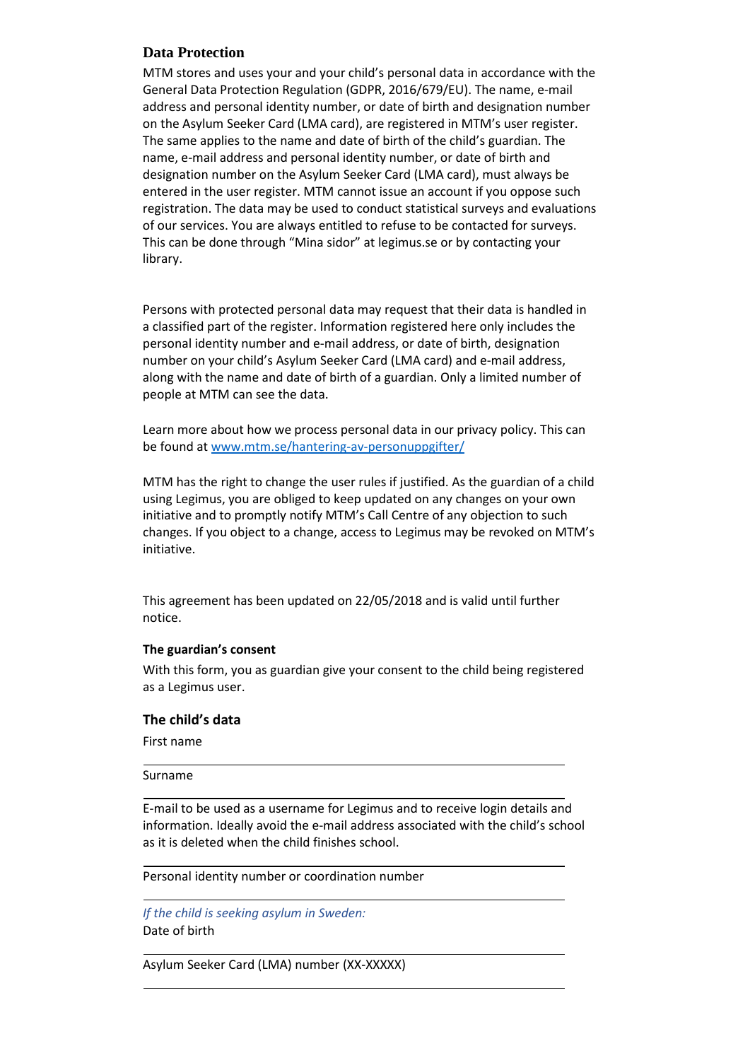## Data Protection

MTM stores and uses your and your child's personal data in accordance with the General Data Protection Regulation (GDPR, 2016/679/EU). The name, e-mail address and personal identity number, or date of birth and designation number on the Asylum Seeker Card (LMA card), are registered in MTM's user register. The same applies to the name and date of birth of the child's guardian. The name, e-mail address and personal identity number, or date of birth and designation number on the Asylum Seeker Card (LMA card), must always be entered in the user register. MTM cannot issue an account if you oppose such registration. The data may be used to conduct statistical surveys and evaluations of our services. You are always entitled to refuse to be contacted for surveys. This can be done through "Mina sidor" at legimus.se or by contacting your library.

Persons with protected personal data may request that their data is handled in a classified part of the register. Information registered here only includes the personal identity number and e-mail address, or date of birth, designation number on your child's Asylum Seeker Card (LMA card) and e-mail address, along with the name and date of birth of a guardian. Only a limited number of people at MTM can see the data.

Learn more about how we process personal data in our privacy policy. This can be found at [www.mtm.se/hantering-av-personuppgifter/](http://www.mtm.se/hantering-av-personuppgifter/)

MTM has the right to change the user rules if justified. As the guardian of a child using Legimus, you are obliged to keep updated on any changes on your own initiative and to promptly notify MTM's Call Centre of any objection to such changes. If you object to a change, access to Legimus may be revoked on MTM's initiative.

This agreement has been updated on 22/05/2018 and is valid until further notice.

#### The guardian's consent

With this form, you as guardian give your consent to the child being registered as a Legimus user.

### The child's data

First name

_______________________________________________

Surname

_______________________________________________

E-mail to be used as a username for Legimus and to receive login details and information. Ideally avoid the e-mail address associated with the child's school as it is deleted when the child finishes school.

_______________________________________________

Personal identity number or coordination number

_______________________________________________

*If the child is seeking asylum in Sweden:*
Date of birth

_______________________________________________

Asylum Seeker Card (LMA) number (XX-XXXXX)

_______________________________________________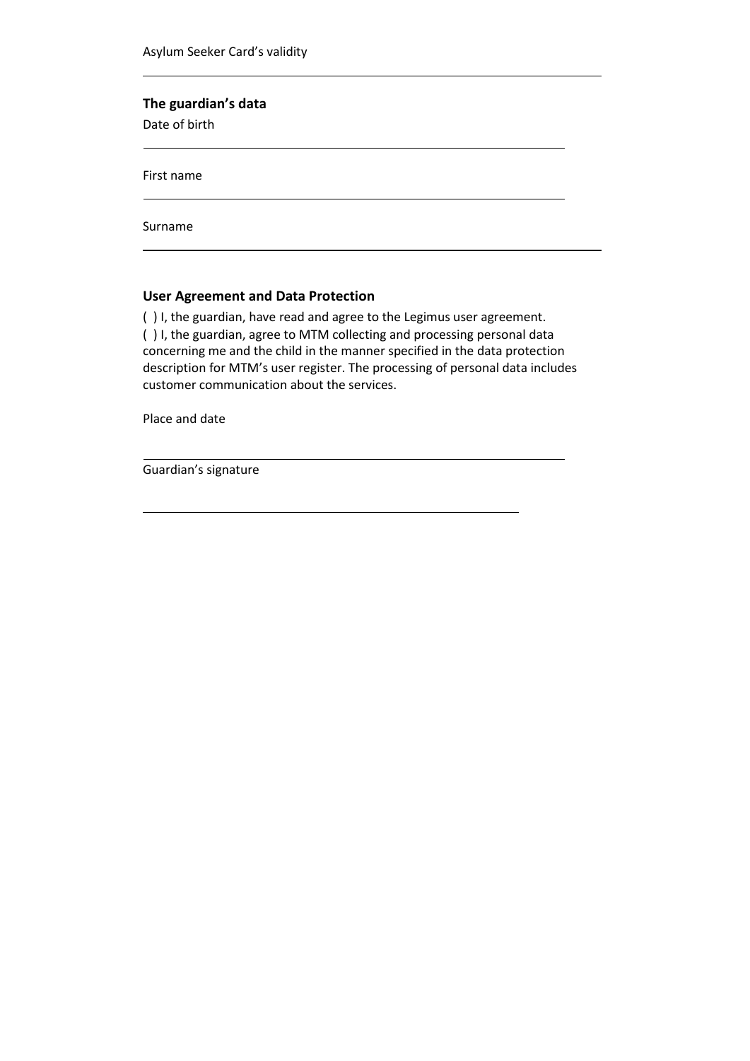Asylum Seeker Card's validity

---

**The guardian's data**

Date of birth

---

First name

---

Surname

---

**User Agreement and Data Protection**

( ) I, the guardian, have read and agree to the Legimus user agreement.
( ) I, the guardian, agree to MTM collecting and processing personal data concerning me and the child in the manner specified in the data protection description for MTM's user register. The processing of personal data includes customer communication about the services.

Place and date

---

Guardian's signature

---